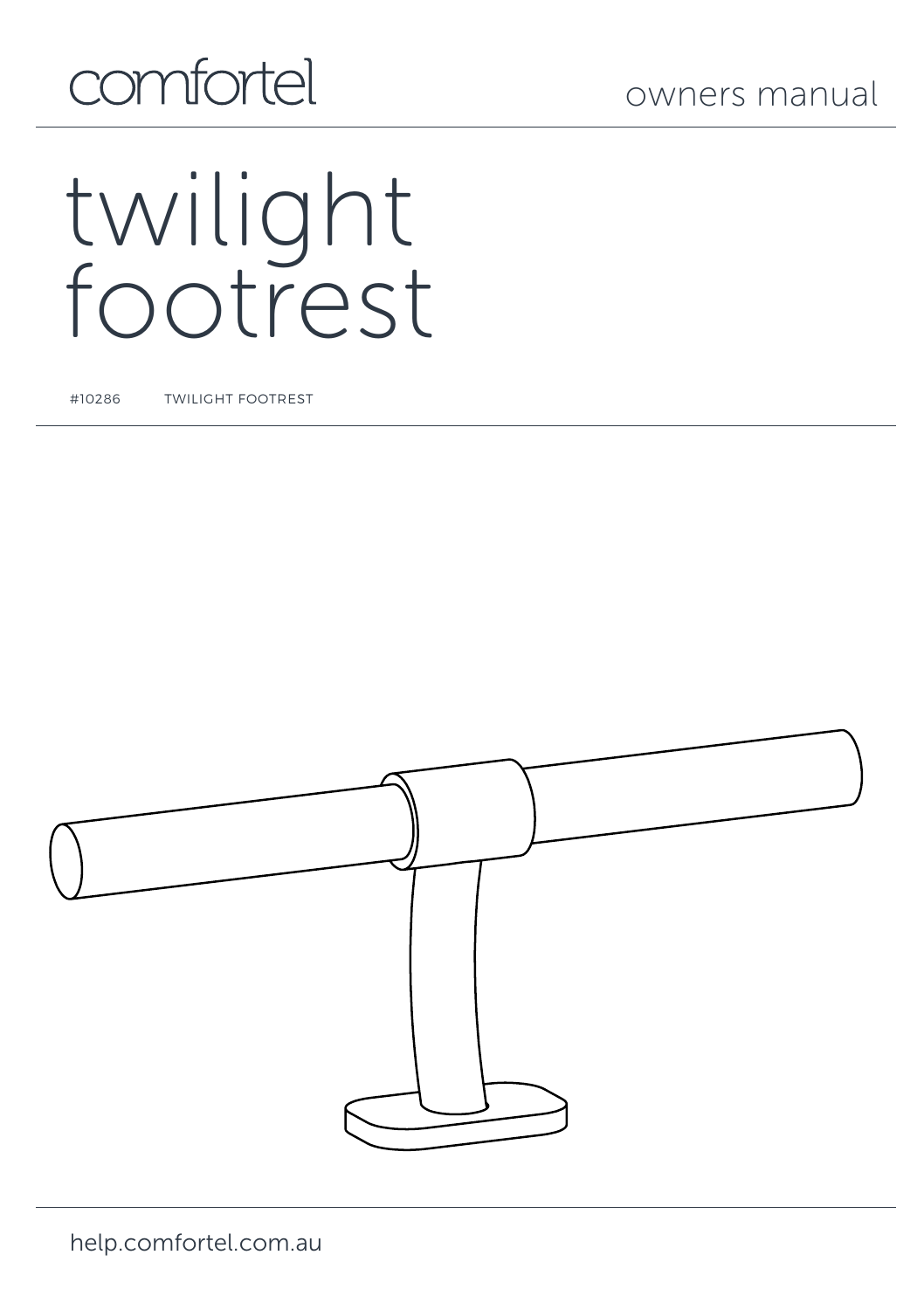comfortel

owners manual

# twilight footrest

#10286 TWILIGHT FOOTREST

help.comfortel.com.au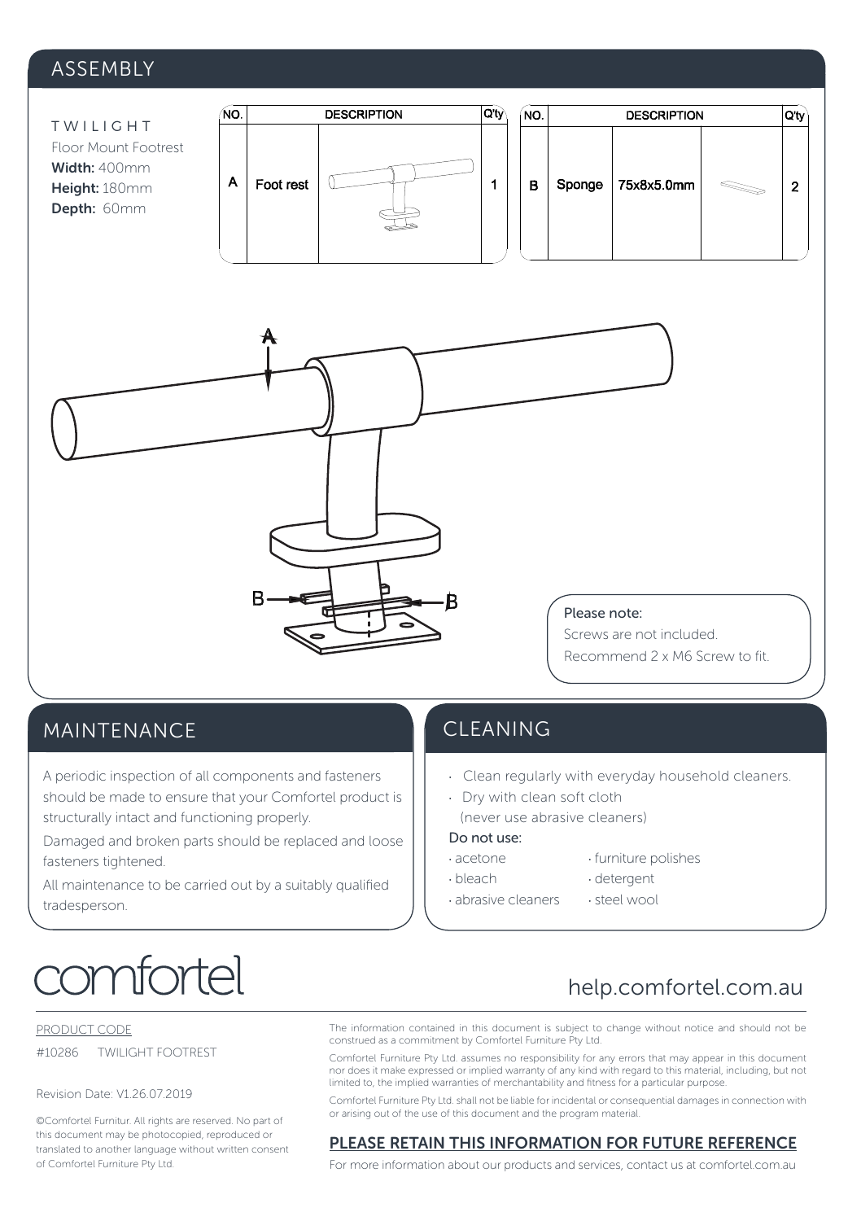## ASSEMBLY

TWILIGHT
Floor Mount Footrest
**Width:** 400mm
**Height:** 180mm
**Depth:** 60mm

| NO. | DESCRIPTION | | Q'ty |
|---|---|---|---|
| A | Foot rest | | 1 |

| NO. | DESCRIPTION | | | Q'ty |
|---|---|---|---|---|
| B | Sponge | 75x8x5.0mm | | 2 |

A

B B

Please note:
Screws are not included.
Recommend 2 x M6 Screw to fit.

## MAINTENANCE

A periodic inspection of all components and fasteners should be made to ensure that your Comfortel product is structurally intact and functioning properly.

Damaged and broken parts should be replaced and loose fasteners tightened.

All maintenance to be carried out by a suitably qualified tradesperson.

## CLEANING

- Clean regularly with everyday household cleaners.
- Dry with clean soft cloth (never use abrasive cleaners)

**Do not use:**

- acetone
- bleach
- abrasive cleaners
- furniture polishes
- detergent
- steel wool

# comfortel

help.comfortel.com.au

PRODUCT CODE

#10286 TWILIGHT FOOTREST

Revision Date: V1.26.07.2019

©Comfortel Furnitur. All rights are reserved. No part of this document may be photocopied, reproduced or translated to another language without written consent of Comfortel Furniture Pty Ltd.

The information contained in this document is subject to change without notice and should not be construed as a commitment by Comfortel Furniture Pty Ltd.

Comfortel Furniture Pty Ltd. assumes no responsibility for any errors that may appear in this document nor does it make expressed or implied warranty of any kind with regard to this material, including, but not limited to, the implied warranties of merchantability and fitness for a particular purpose.

Comfortel Furniture Pty Ltd. shall not be liable for incidental or consequential damages in connection with or arising out of the use of this document and the program material.

**PLEASE RETAIN THIS INFORMATION FOR FUTURE REFERENCE**

For more information about our products and services, contact us at comfortel.com.au